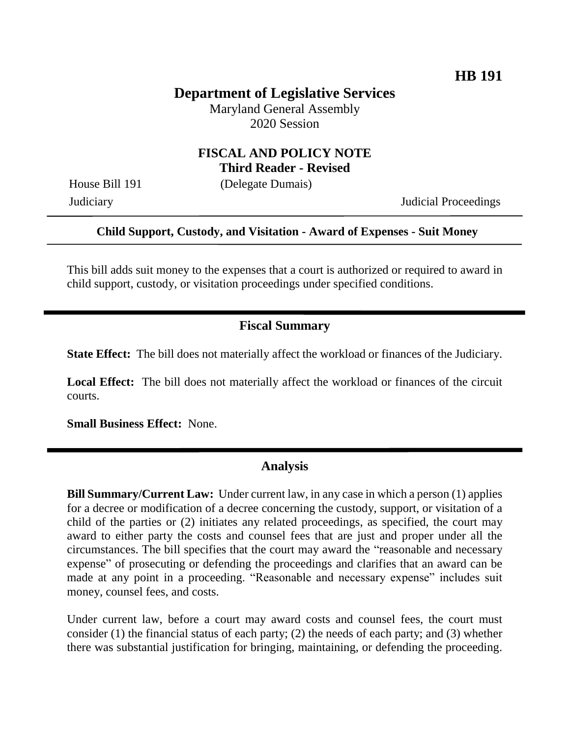**HB 191**

# Department of Legislative Services

Maryland General Assembly
2020 Session

## FISCAL AND POLICY NOTE
**Third Reader - Revised**

House Bill 191 (Delegate Dumais)
Judiciary Judicial Proceedings

**Child Support, Custody, and Visitation - Award of Expenses - Suit Money**

This bill adds suit money to the expenses that a court is authorized or required to award in child support, custody, or visitation proceedings under specified conditions.

## Fiscal Summary

**State Effect:** The bill does not materially affect the workload or finances of the Judiciary.

**Local Effect:** The bill does not materially affect the workload or finances of the circuit courts.

**Small Business Effect:** None.

## Analysis

**Bill Summary/Current Law:** Under current law, in any case in which a person (1) applies for a decree or modification of a decree concerning the custody, support, or visitation of a child of the parties or (2) initiates any related proceedings, as specified, the court may award to either party the costs and counsel fees that are just and proper under all the circumstances. The bill specifies that the court may award the "reasonable and necessary expense" of prosecuting or defending the proceedings and clarifies that an award can be made at any point in a proceeding. "Reasonable and necessary expense" includes suit money, counsel fees, and costs.

Under current law, before a court may award costs and counsel fees, the court must consider (1) the financial status of each party; (2) the needs of each party; and (3) whether there was substantial justification for bringing, maintaining, or defending the proceeding.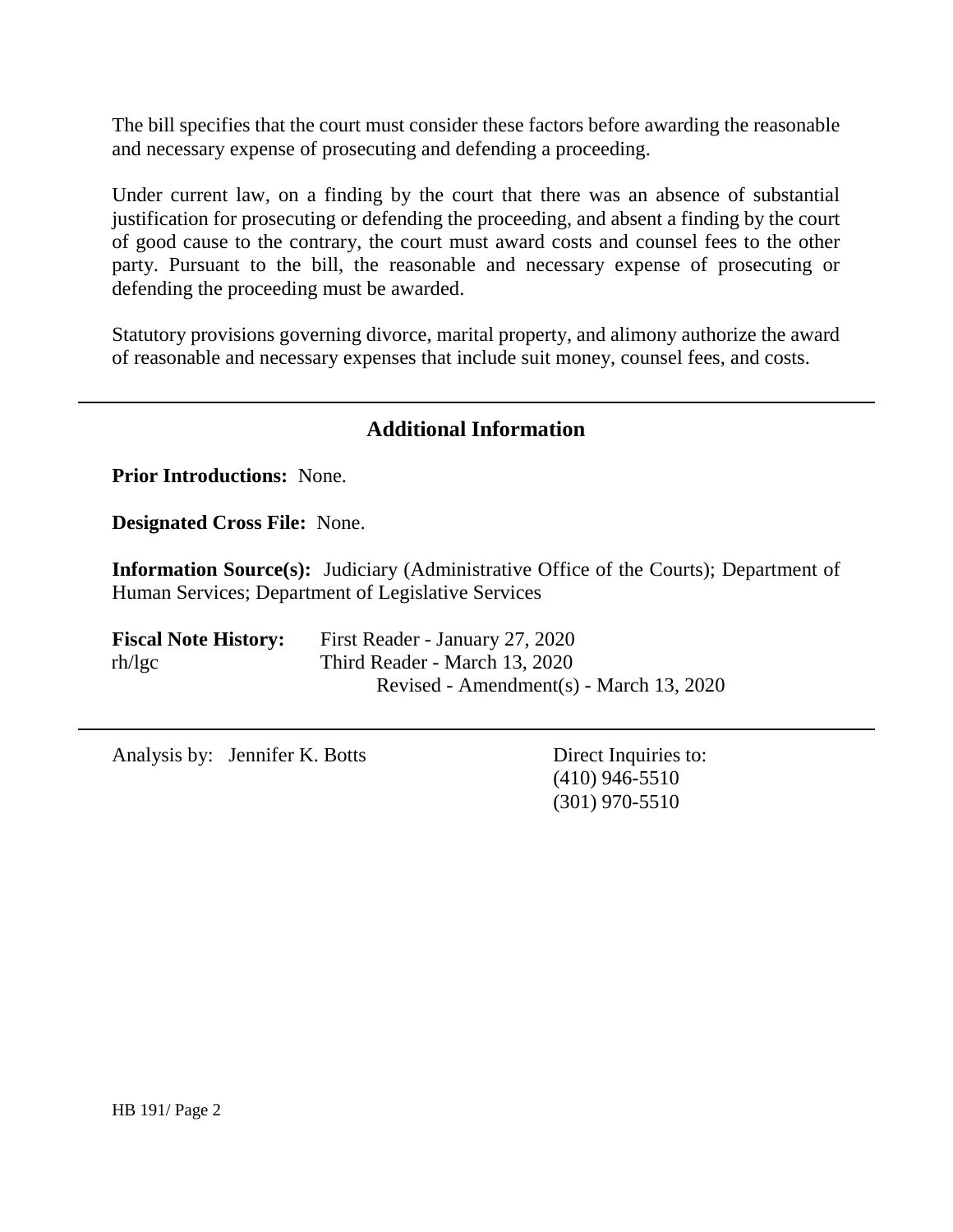The bill specifies that the court must consider these factors before awarding the reasonable and necessary expense of prosecuting and defending a proceeding.

Under current law, on a finding by the court that there was an absence of substantial justification for prosecuting or defending the proceeding, and absent a finding by the court of good cause to the contrary, the court must award costs and counsel fees to the other party. Pursuant to the bill, the reasonable and necessary expense of prosecuting or defending the proceeding must be awarded.

Statutory provisions governing divorce, marital property, and alimony authorize the award of reasonable and necessary expenses that include suit money, counsel fees, and costs.

---

## Additional Information

**Prior Introductions:** None.

**Designated Cross File:** None.

**Information Source(s):** Judiciary (Administrative Office of the Courts); Department of Human Services; Department of Legislative Services

**Fiscal Note History:** First Reader - January 27, 2020
rh/lgc Third Reader - March 13, 2020
Revised - Amendment(s) - March 13, 2020

---

Analysis by: Jennifer K. Botts

Direct Inquiries to:
(410) 946-5510
(301) 970-5510